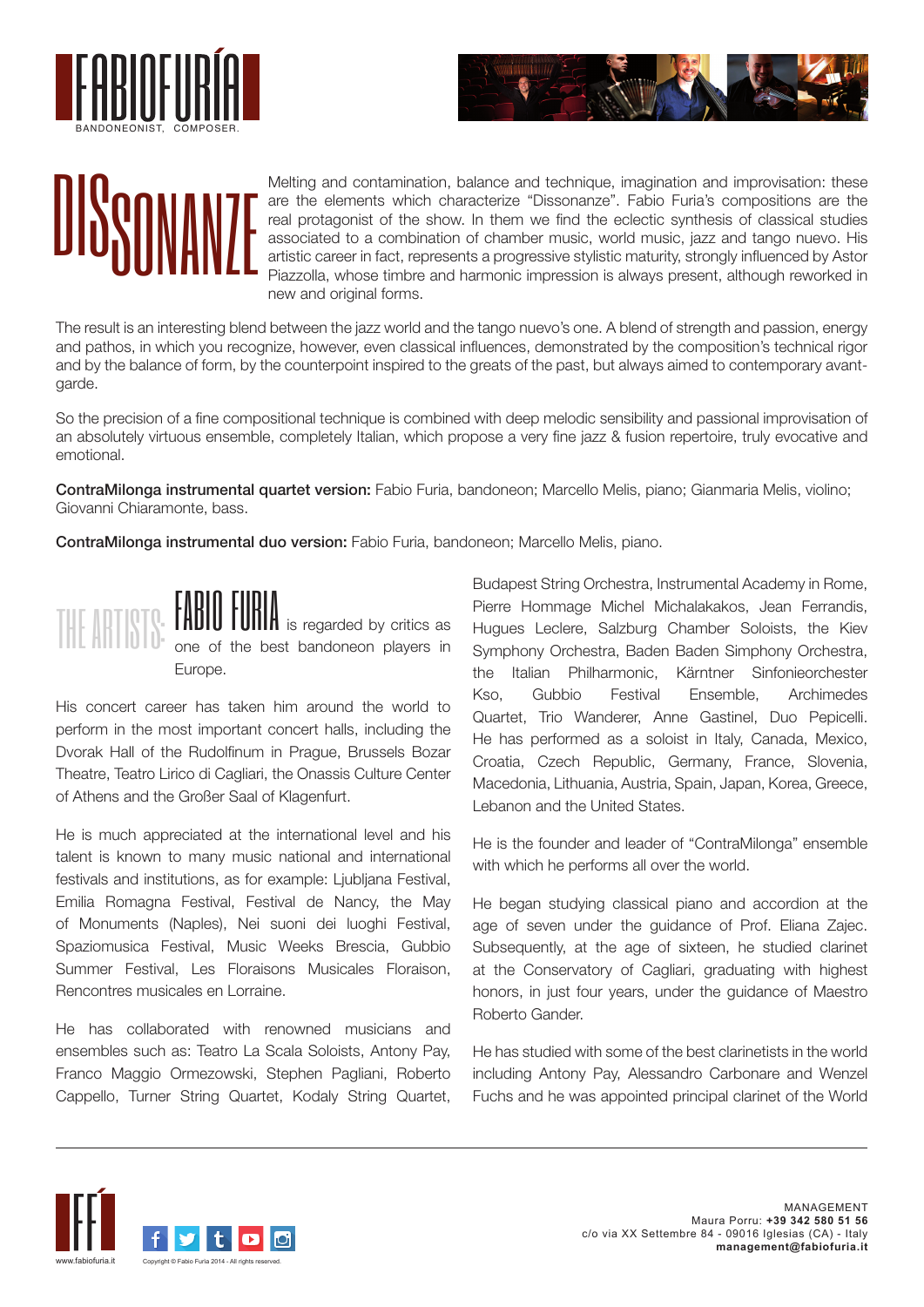# FABIOFURÍA

BANDONEONIST, COMPOSER.

# DISSONANZE

Melting and contamination, balance and technique, imagination and improvisation: these are the elements which characterize "Dissonanze". Fabio Furia's compositions are the real protagonist of the show. In them we find the eclectic synthesis of classical studies associated to a combination of chamber music, world music, jazz and tango nuevo. His artistic career in fact, represents a progressive stylistic maturity, strongly influenced by Astor Piazzolla, whose timbre and harmonic impression is always present, although reworked in new and original forms.

The result is an interesting blend between the jazz world and the tango nuevo's one. A blend of strength and passion, energy and pathos, in which you recognize, however, even classical influences, demonstrated by the composition's technical rigor and by the balance of form, by the counterpoint inspired to the greats of the past, but always aimed to contemporary avant-garde.

So the precision of a fine compositional technique is combined with deep melodic sensibility and passional improvisation of an absolutely virtuous ensemble, completely Italian, which propose a very fine jazz & fusion repertoire, truly evocative and emotional.

**ContraMilonga instrumental quartet version:** Fabio Furia, bandoneon; Marcello Melis, piano; Gianmaria Melis, violino; Giovanni Chiaramonte, bass.

**ContraMilonga instrumental duo version:** Fabio Furia, bandoneon; Marcello Melis, piano.

## THE ARTISTS: FABIO FURIA

**FABIO FURIA** is regarded by critics as one of the best bandoneon players in Europe.

His concert career has taken him around the world to perform in the most important concert halls, including the Dvorak Hall of the Rudolfinum in Prague, Brussels Bozar Theatre, Teatro Lirico di Cagliari, the Onassis Culture Center of Athens and the Großer Saal of Klagenfurt.

He is much appreciated at the international level and his talent is known to many music national and international festivals and institutions, as for example: Ljubljana Festival, Emilia Romagna Festival, Festival de Nancy, the May of Monuments (Naples), Nei suoni dei luoghi Festival, Spaziomusica Festival, Music Weeks Brescia, Gubbio Summer Festival, Les Floraisons Musicales Floraison, Rencontres musicales en Lorraine.

He has collaborated with renowned musicians and ensembles such as: Teatro La Scala Soloists, Antony Pay, Franco Maggio Ormezowski, Stephen Pagliani, Roberto Cappello, Turner String Quartet, Kodaly String Quartet, Budapest String Orchestra, Instrumental Academy in Rome, Pierre Hommage Michel Michalakakos, Jean Ferrandis, Hugues Leclere, Salzburg Chamber Soloists, the Kiev Symphony Orchestra, Baden Baden Simphony Orchestra, the Italian Philharmonic, Kärntner Sinfonieorchester Kso, Gubbio Festival Ensemble, Archimedes Quartet, Trio Wanderer, Anne Gastinel, Duo Pepicelli. He has performed as a soloist in Italy, Canada, Mexico, Croatia, Czech Republic, Germany, France, Slovenia, Macedonia, Lithuania, Austria, Spain, Japan, Korea, Greece, Lebanon and the United States.

He is the founder and leader of "ContraMilonga" ensemble with which he performs all over the world.

He began studying classical piano and accordion at the age of seven under the guidance of Prof. Eliana Zajec. Subsequently, at the age of sixteen, he studied clarinet at the Conservatory of Cagliari, graduating with highest honors, in just four years, under the guidance of Maestro Roberto Gander.

He has studied with some of the best clarinetists in the world including Antony Pay, Alessandro Carbonare and Wenzel Fuchs and he was appointed principal clarinet of the World

www.fabiofuria.it

Copyright © Fabio Furia 2014 - All rights reserved.

MANAGEMENT
Maura Porru: **+39 342 580 51 56**
c/o via XX Settembre 84 - 09016 Iglesias (CA) - Italy
**management@fabiofuria.it**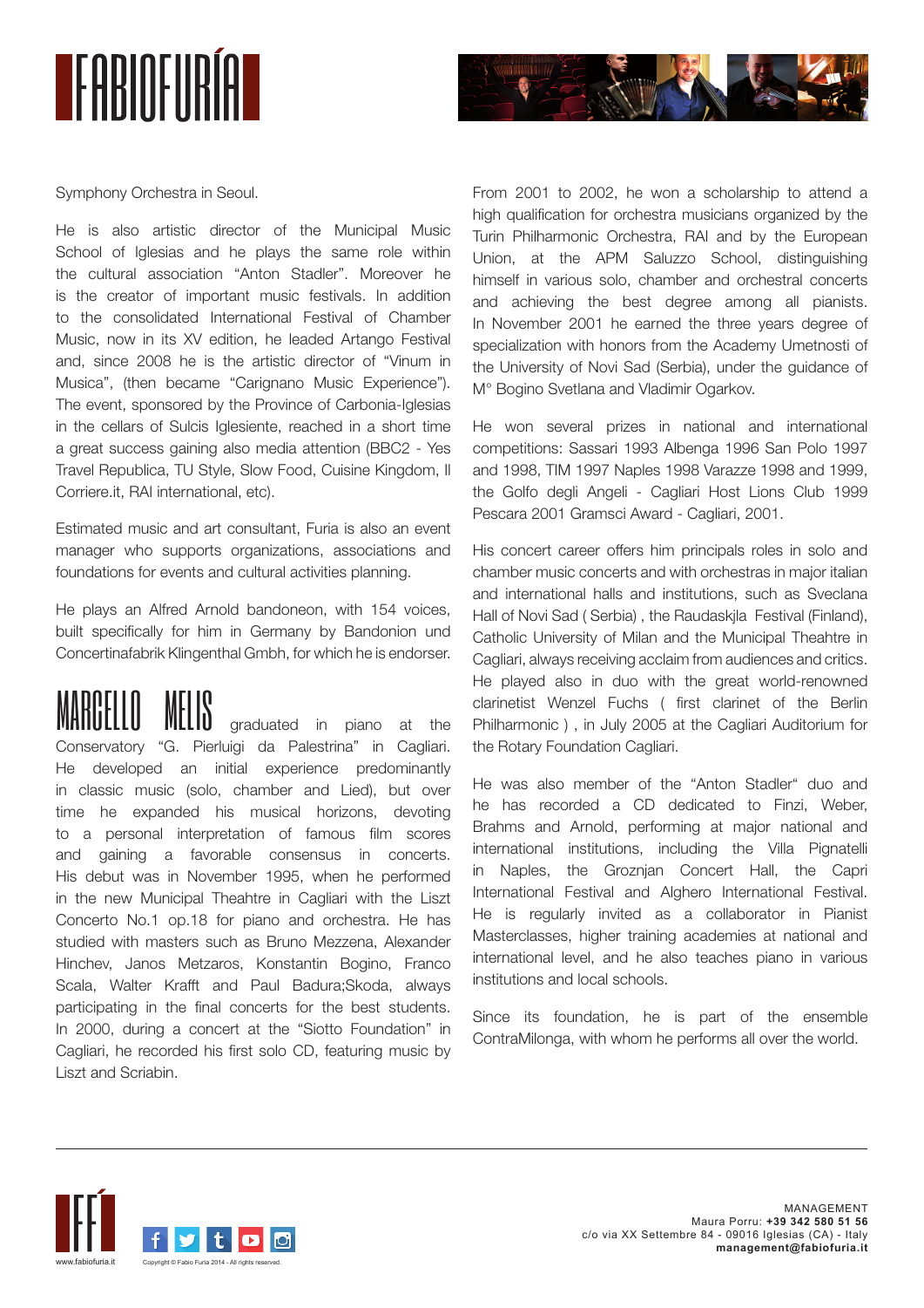Symphony Orchestra in Seoul.

He is also artistic director of the Municipal Music School of Iglesias and he plays the same role within the cultural association "Anton Stadler". Moreover he is the creator of important music festivals. In addition to the consolidated International Festival of Chamber Music, now in its XV edition, he leaded Artango Festival and, since 2008 he is the artistic director of "Vinum in Musica", (then became "Carignano Music Experience"). The event, sponsored by the Province of Carbonia-Iglesias in the cellars of Sulcis Iglesiente, reached in a short time a great success gaining also media attention (BBC2 - Yes Travel Republica, TU Style, Slow Food, Cuisine Kingdom, Il Corriere.it, RAI international, etc).

Estimated music and art consultant, Furia is also an event manager who supports organizations, associations and foundations for events and cultural activities planning.

He plays an Alfred Arnold bandoneon, with 154 voices, built specifically for him in Germany by Bandonion und Concertinafabrik Klingenthal Gmbh, for which he is endorser.

**MARCELLO MELIS** graduated in piano at the Conservatory "G. Pierluigi da Palestrina" in Cagliari. He developed an initial experience predominantly in classic music (solo, chamber and Lied), but over time he expanded his musical horizons, devoting to a personal interpretation of famous film scores and gaining a favorable consensus in concerts. His debut was in November 1995, when he performed in the new Municipal Theahtre in Cagliari with the Liszt Concerto No.1 op.18 for piano and orchestra. He has studied with masters such as Bruno Mezzena, Alexander Hinchev, Janos Metzaros, Konstantin Bogino, Franco Scala, Walter Krafft and Paul Badura;Skoda, always participating in the final concerts for the best students. In 2000, during a concert at the "Siotto Foundation" in Cagliari, he recorded his first solo CD, featuring music by Liszt and Scriabin.

From 2001 to 2002, he won a scholarship to attend a high qualification for orchestra musicians organized by the Turin Philharmonic Orchestra, RAI and by the European Union, at the APM Saluzzo School, distinguishing himself in various solo, chamber and orchestral concerts and achieving the best degree among all pianists. In November 2001 he earned the three years degree of specialization with honors from the Academy Umetnosti of the University of Novi Sad (Serbia), under the guidance of M° Bogino Svetlana and Vladimir Ogarkov.

He won several prizes in national and international competitions: Sassari 1993 Albenga 1996 San Polo 1997 and 1998, TIM 1997 Naples 1998 Varazze 1998 and 1999, the Golfo degli Angeli - Cagliari Host Lions Club 1999 Pescara 2001 Gramsci Award - Cagliari, 2001.

His concert career offers him principals roles in solo and chamber music concerts and with orchestras in major italian and international halls and institutions, such as Sveclana Hall of Novi Sad ( Serbia) , the Raudaskjla Festival (Finland), Catholic University of Milan and the Municipal Theahtre in Cagliari, always receiving acclaim from audiences and critics. He played also in duo with the great world-renowned clarinetist Wenzel Fuchs ( first clarinet of the Berlin Philharmonic ) , in July 2005 at the Cagliari Auditorium for the Rotary Foundation Cagliari.

He was also member of the "Anton Stadler" duo and he has recorded a CD dedicated to Finzi, Weber, Brahms and Arnold, performing at major national and international institutions, including the Villa Pignatelli in Naples, the Groznjan Concert Hall, the Capri International Festival and Alghero International Festival. He is regularly invited as a collaborator in Pianist Masterclasses, higher training academies at national and international level, and he also teaches piano in various institutions and local schools.

Since its foundation, he is part of the ensemble ContraMilonga, with whom he performs all over the world.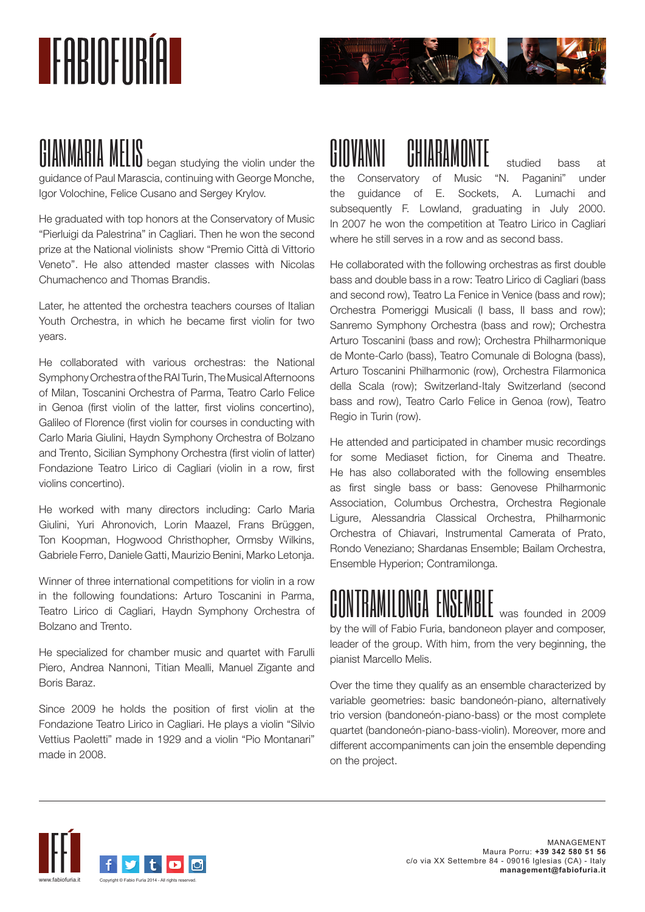## GIANMARIA MELIS

**GIANMARIA MELIS** began studying the violin under the guidance of Paul Marascia, continuing with George Monche, Igor Volochine, Felice Cusano and Sergey Krylov.

He graduated with top honors at the Conservatory of Music "Pierluigi da Palestrina" in Cagliari. Then he won the second prize at the National violinists show "Premio Città di Vittorio Veneto". He also attended master classes with Nicolas Chumachenco and Thomas Brandis.

Later, he attented the orchestra teachers courses of Italian Youth Orchestra, in which he became first violin for two years.

He collaborated with various orchestras: the National Symphony Orchestra of the RAI Turin, The Musical Afternoons of Milan, Toscanini Orchestra of Parma, Teatro Carlo Felice in Genoa (first violin of the latter, first violins concertino), Galileo of Florence (first violin for courses in conducting with Carlo Maria Giulini, Haydn Symphony Orchestra of Bolzano and Trento, Sicilian Symphony Orchestra (first violin of latter) Fondazione Teatro Lirico di Cagliari (violin in a row, first violins concertino).

He worked with many directors including: Carlo Maria Giulini, Yuri Ahronovich, Lorin Maazel, Frans Brüggen, Ton Koopman, Hogwood Christhopher, Ormsby Wilkins, Gabriele Ferro, Daniele Gatti, Maurizio Benini, Marko Letonja.

Winner of three international competitions for violin in a row in the following foundations: Arturo Toscanini in Parma, Teatro Lirico di Cagliari, Haydn Symphony Orchestra of Bolzano and Trento.

He specialized for chamber music and quartet with Farulli Piero, Andrea Nannoni, Titian Mealli, Manuel Zigante and Boris Baraz.

Since 2009 he holds the position of first violin at the Fondazione Teatro Lirico in Cagliari. He plays a violin "Silvio Vettius Paoletti" made in 1929 and a violin "Pio Montanari" made in 2008.

## GIOVANNI CHIARAMONTE

**GIOVANNI CHIARAMONTE** studied bass at the Conservatory of Music "N. Paganini" under the guidance of E. Sockets, A. Lumachi and subsequently F. Lowland, graduating in July 2000. In 2007 he won the competition at Teatro Lirico in Cagliari where he still serves in a row and as second bass.

He collaborated with the following orchestras as first double bass and double bass in a row: Teatro Lirico di Cagliari (bass and second row), Teatro La Fenice in Venice (bass and row); Orchestra Pomeriggi Musicali (I bass, II bass and row); Sanremo Symphony Orchestra (bass and row); Orchestra Arturo Toscanini (bass and row); Orchestra Philharmonique de Monte-Carlo (bass), Teatro Comunale di Bologna (bass), Arturo Toscanini Philharmonic (row), Orchestra Filarmonica della Scala (row); Switzerland-Italy Switzerland (second bass and row), Teatro Carlo Felice in Genoa (row), Teatro Regio in Turin (row).

He attended and participated in chamber music recordings for some Mediaset fiction, for Cinema and Theatre. He has also collaborated with the following ensembles as first single bass or bass: Genovese Philharmonic Association, Columbus Orchestra, Orchestra Regionale Ligure, Alessandria Classical Orchestra, Philharmonic Orchestra of Chiavari, Instrumental Camerata of Prato, Rondo Veneziano; Shardanas Ensemble; Bailam Orchestra, Ensemble Hyperion; Contramilonga.

## CONTRAMILONGA ENSEMBLE

**CONTRAMILONGA ENSEMBLE** was founded in 2009 by the will of Fabio Furia, bandoneon player and composer, leader of the group. With him, from the very beginning, the pianist Marcello Melis.

Over the time they qualify as an ensemble characterized by variable geometries: basic bandoneón-piano, alternatively trio version (bandoneón-piano-bass) or the most complete quartet (bandoneón-piano-bass-violin). Moreover, more and different accompaniments can join the ensemble depending on the project.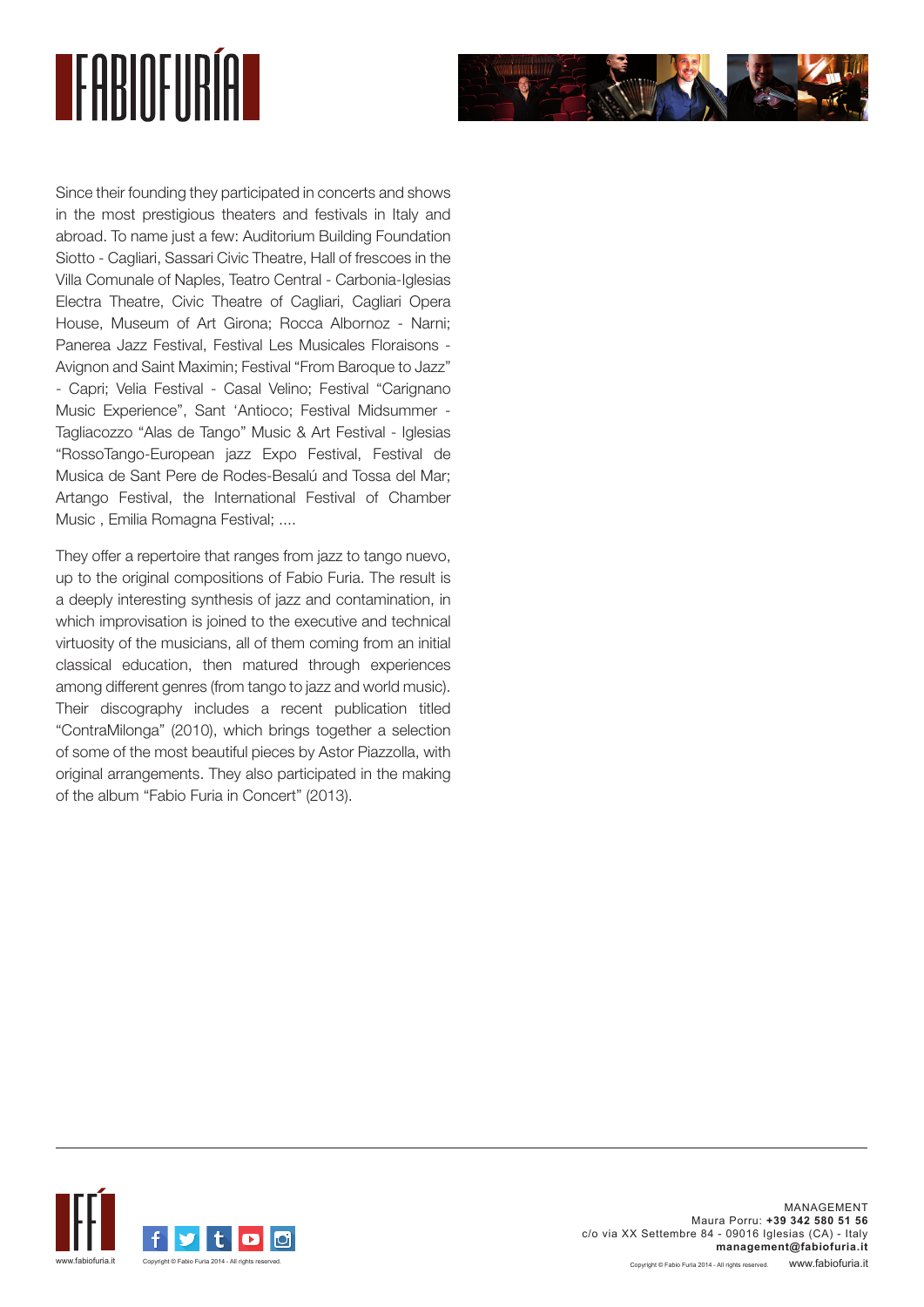Since their founding they participated in concerts and shows in the most prestigious theaters and festivals in Italy and abroad. To name just a few: Auditorium Building Foundation Siotto - Cagliari, Sassari Civic Theatre, Hall of frescoes in the Villa Comunale of Naples, Teatro Central - Carbonia-Iglesias Electra Theatre, Civic Theatre of Cagliari, Cagliari Opera House, Museum of Art Girona; Rocca Albornoz - Narni; Panerea Jazz Festival, Festival Les Musicales Floraisons - Avignon and Saint Maximin; Festival "From Baroque to Jazz" - Capri; Velia Festival - Casal Velino; Festival "Carignano Music Experience", Sant 'Antioco; Festival Midsummer - Tagliacozzo "Alas de Tango" Music & Art Festival - Iglesias "RossoTango-European jazz Expo Festival, Festival de Musica de Sant Pere de Rodes-Besalú and Tossa del Mar; Artango Festival, the International Festival of Chamber Music , Emilia Romagna Festival; ....

They offer a repertoire that ranges from jazz to tango nuevo, up to the original compositions of Fabio Furia. The result is a deeply interesting synthesis of jazz and contamination, in which improvisation is joined to the executive and technical virtuosity of the musicians, all of them coming from an initial classical education, then matured through experiences among different genres (from tango to jazz and world music). Their discography includes a recent publication titled "ContraMilonga" (2010), which brings together a selection of some of the most beautiful pieces by Astor Piazzolla, with original arrangements. They also participated in the making of the album "Fabio Furia in Concert" (2013).

MANAGEMENT
Maura Porru: **+39 342 580 51 56**
c/o via XX Settembre 84 - 09016 Iglesias (CA) - Italy
**management@fabiofuria.it**